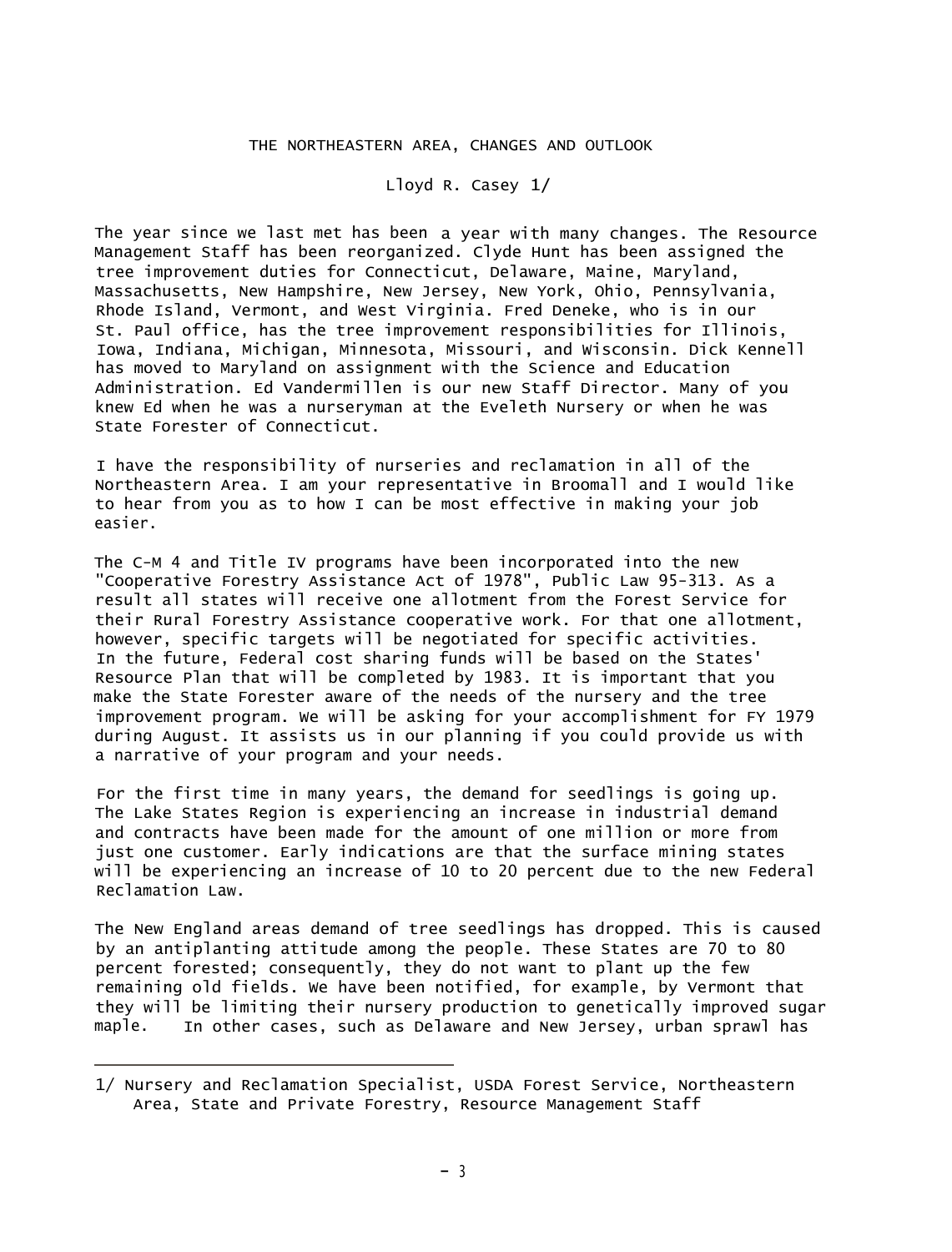# THE NORTHEASTERN AREA, CHANGES AND OUTLOOK

Lloyd R. Casey 1/

The year since we last met has been a year with many changes. The Resource Management Staff has been reorganized. Clyde Hunt has been assigned the tree improvement duties for Connecticut, Delaware, Maine, Maryland, Massachusetts, New Hampshire, New Jersey, New York, Ohio, Pennsylvania, Rhode Island, Vermont, and West Virginia. Fred Deneke, who is in our St. Paul office, has the tree improvement responsibilities for Illinois, Iowa, Indiana, Michigan, Minnesota, Missouri, and Wisconsin. Dick Kennell has moved to Maryland on assignment with the Science and Education Administration. Ed Vandermillen is our new Staff Director. Many of you knew Ed when he was a nurseryman at the Eveleth Nursery or when he was State Forester of Connecticut.

I have the responsibility of nurseries and reclamation in all of the Northeastern Area. I am your representative in Broomall and I would like to hear from you as to how I can be most effective in making your job easier.

The C-M 4 and Title IV programs have been incorporated into the new "Cooperative Forestry Assistance Act of 1978", Public Law 95-313. As a result all states will receive one allotment from the Forest Service for their Rural Forestry Assistance cooperative work. For that one allotment, however, specific targets will be negotiated for specific activities. In the future, Federal cost sharing funds will be based on the States' Resource Plan that will be completed by 1983. It is important that you make the State Forester aware of the needs of the nursery and the tree improvement program. We will be asking for your accomplishment for FY 1979 during August. It assists us in our planning if you could provide us with a narrative of your program and your needs.

For the first time in many years, the demand for seedlings is going up. The Lake States Region is experiencing an increase in industrial demand and contracts have been made for the amount of one million or more from just one customer. Early indications are that the surface mining states will be experiencing an increase of 10 to 20 percent due to the new Federal Reclamation Law.

The New England areas demand of tree seedlings has dropped. This is caused by an antiplanting attitude among the people. These States are 70 to 80 percent forested; consequently, they do not want to plant up the few remaining old fields. We have been notified, for example, by Vermont that they will be limiting their nursery production to genetically improved sugar maple. In other cases, such as Delaware and New Jersey, urban sprawl has

---

1/ Nursery and Reclamation Specialist, USDA Forest Service, Northeastern Area, State and Private Forestry, Resource Management Staff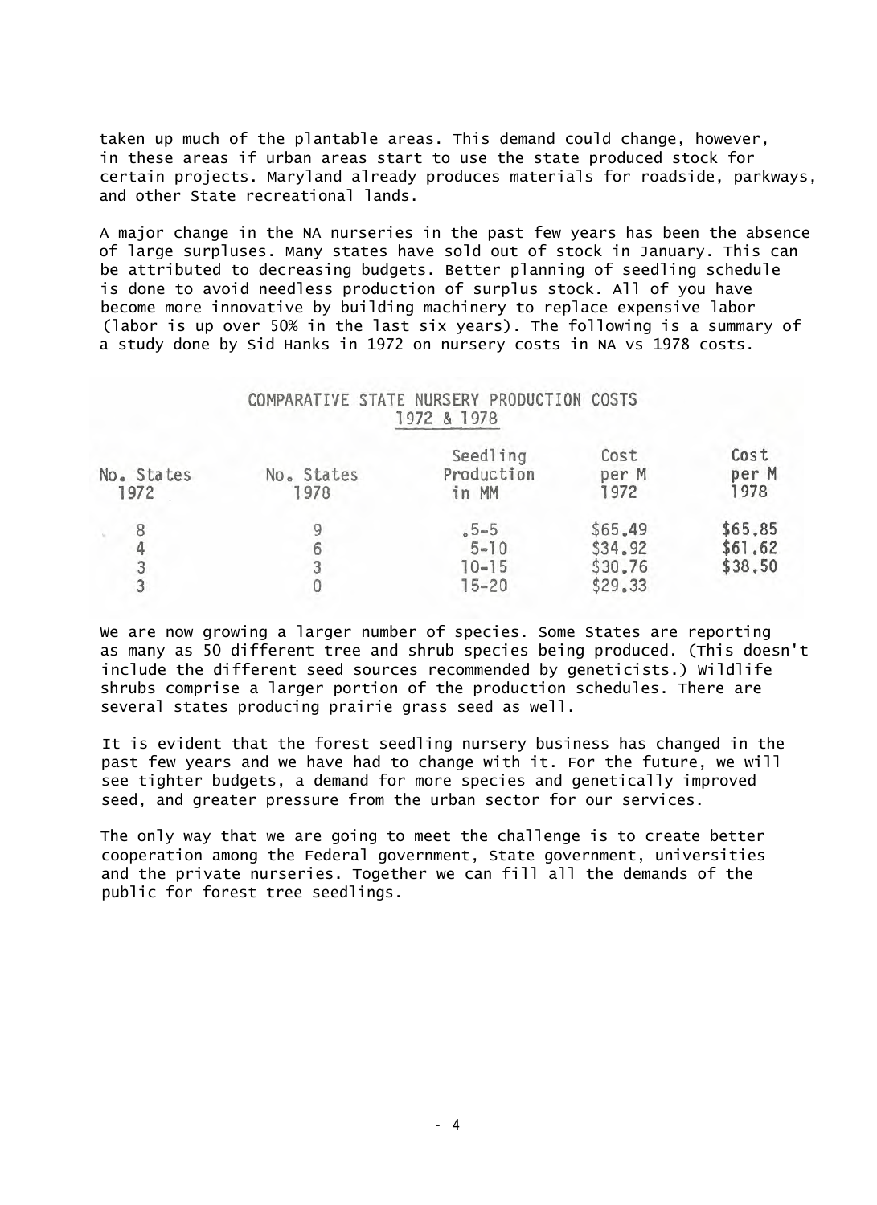taken up much of the plantable areas. This demand could change, however, in these areas if urban areas start to use the state produced stock for certain projects. Maryland already produces materials for roadside, parkways, and other State recreational lands.

A major change in the NA nurseries in the past few years has been the absence of large surpluses. Many states have sold out of stock in January. This can be attributed to decreasing budgets. Better planning of seedling schedule is done to avoid needless production of surplus stock. All of you have become more innovative by building machinery to replace expensive labor (labor is up over 50% in the last six years). The following is a summary of a study done by Sid Hanks in 1972 on nursery costs in NA vs 1978 costs.

COMPARATIVE STATE NURSERY PRODUCTION COSTS
1972 & 1978

| No. States 1972 | No. States 1978 | Seedling Production in MM | Cost per M 1972 | Cost per M 1978 |
|---|---|---|---|---|
| 8 | 9 | .5-5 | $65.49 | $65.85 |
| 4 | 6 | 5-10 | $34.92 | $61.62 |
| 3 | 3 | 10-15 | $30.76 | $38.50 |
| 3 | 0 | 15-20 | $29.33 | |

We are now growing a larger number of species. Some States are reporting as many as 50 different tree and shrub species being produced. (This doesn't include the different seed sources recommended by geneticists.) Wildlife shrubs comprise a larger portion of the production schedules. There are several states producing prairie grass seed as well.

It is evident that the forest seedling nursery business has changed in the past few years and we have had to change with it. For the future, we will see tighter budgets, a demand for more species and genetically improved seed, and greater pressure from the urban sector for our services.

The only way that we are going to meet the challenge is to create better cooperation among the Federal government, State government, universities and the private nurseries. Together we can fill all the demands of the public for forest tree seedlings.